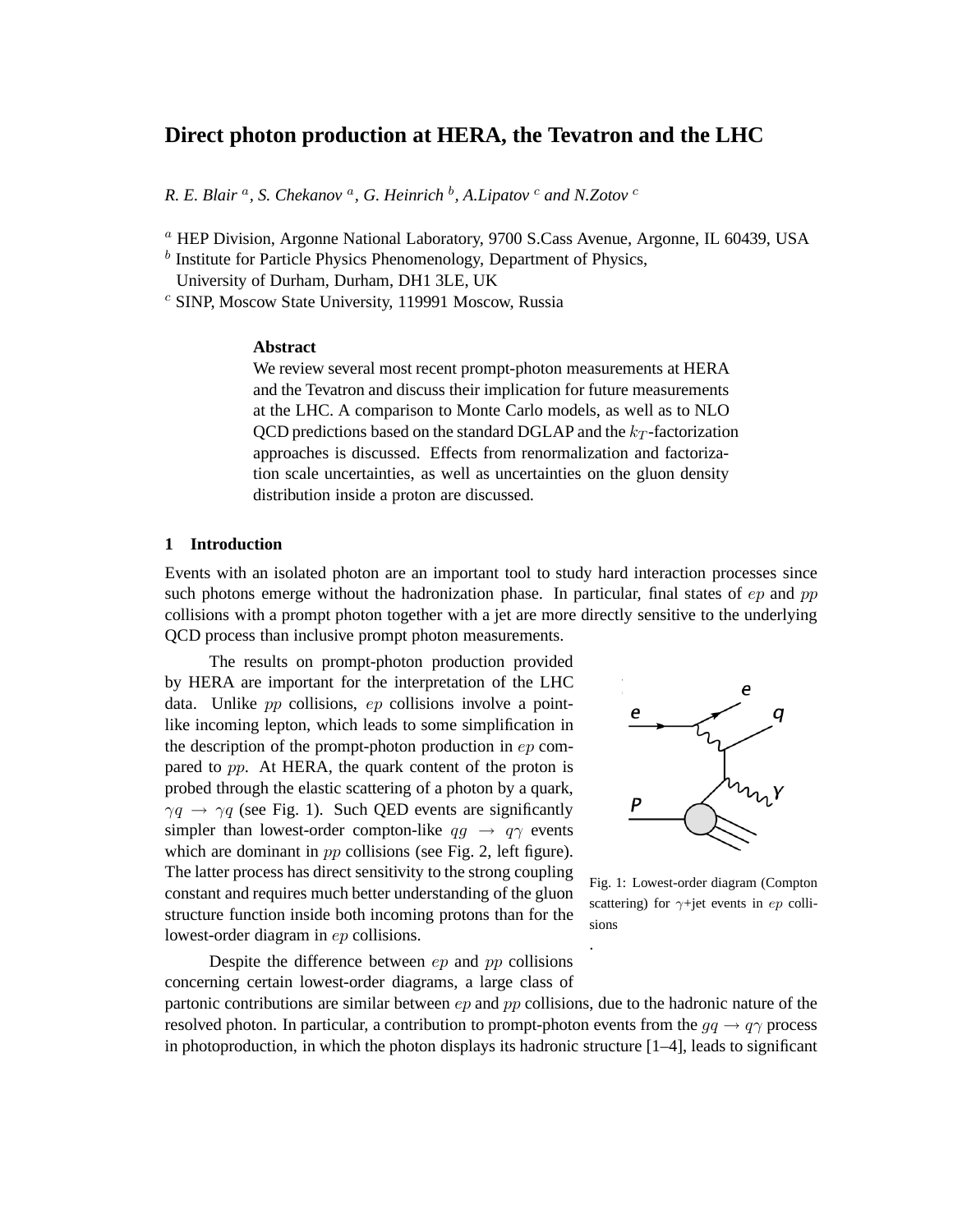# Direct photon production at HERA, the Tevatron and the LHC

*R. E. Blair [a], S. Chekanov [a], G. Heinrich [b], A.Lipatov [c] and N.Zotov [c]*

[a] HEP Division, Argonne National Laboratory, 9700 S.Cass Avenue, Argonne, IL 60439, USA
[b] Institute for Particle Physics Phenomenology, Department of Physics, University of Durham, Durham, DH1 3LE, UK
[c] SINP, Moscow State University, 119991 Moscow, Russia

### Abstract

We review several most recent prompt-photon measurements at HERA and the Tevatron and discuss their implication for future measurements at the LHC. A comparison to Monte Carlo models, as well as to NLO QCD predictions based on the standard DGLAP and the $k_T$-factorization approaches is discussed. Effects from renormalization and factorization scale uncertainties, as well as uncertainties on the gluon density distribution inside a proton are discussed.

## 1 Introduction

Events with an isolated photon are an important tool to study hard interaction processes since such photons emerge without the hadronization phase. In particular, final states of $ep$ and $pp$ collisions with a prompt photon together with a jet are more directly sensitive to the underlying QCD process than inclusive prompt photon measurements.

The results on prompt-photon production provided by HERA are important for the interpretation of the LHC data. Unlike $pp$ collisions, $ep$ collisions involve a point-like incoming lepton, which leads to some simplification in the description of the prompt-photon production in $ep$ compared to $pp$. At HERA, the quark content of the proton is probed through the elastic scattering of a photon by a quark, $\gamma q \to \gamma q$ (see Fig. 1). Such QED events are significantly simpler than lowest-order compton-like $qg \to q\gamma$ events which are dominant in $pp$ collisions (see Fig. 2, left figure). The latter process has direct sensitivity to the strong coupling constant and requires much better understanding of the gluon structure function inside both incoming protons than for the lowest-order diagram in $ep$ collisions.

Fig. 1: Lowest-order diagram (Compton scattering) for $\gamma$+jet events in $ep$ collisions

Despite the difference between $ep$ and $pp$ collisions concerning certain lowest-order diagrams, a large class of partonic contributions are similar between $ep$ and $pp$ collisions, due to the hadronic nature of the resolved photon. In particular, a contribution to prompt-photon events from the $gq \to q\gamma$ process in photoproduction, in which the photon displays its hadronic structure [1–4], leads to significant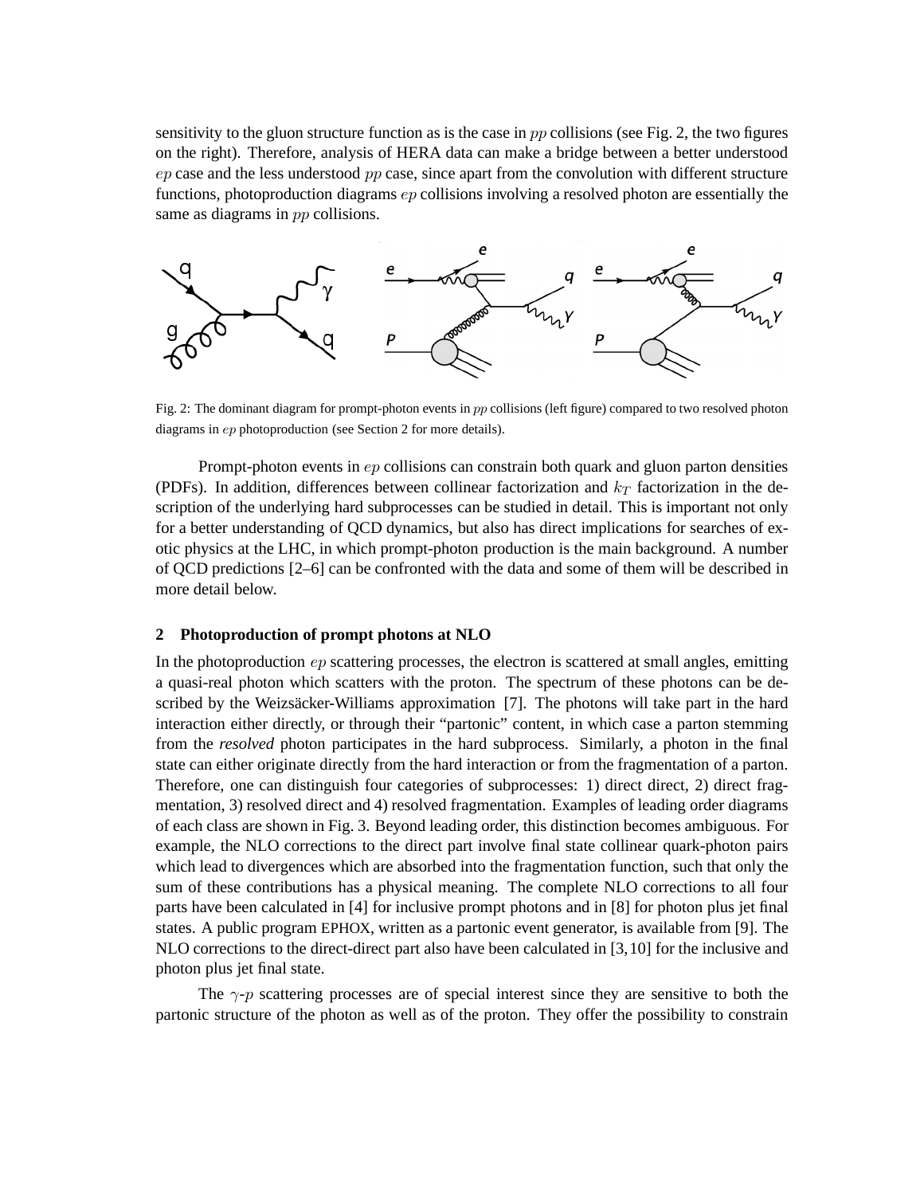sensitivity to the gluon structure function as is the case in $pp$ collisions (see Fig. 2, the two figures on the right). Therefore, analysis of HERA data can make a bridge between a better understood $ep$ case and the less understood $pp$ case, since apart from the convolution with different structure functions, photoproduction diagrams $ep$ collisions involving a resolved photon are essentially the same as diagrams in $pp$ collisions.

Fig. 2: The dominant diagram for prompt-photon events in $pp$ collisions (left figure) compared to two resolved photon diagrams in $ep$ photoproduction (see Section 2 for more details).

Prompt-photon events in $ep$ collisions can constrain both quark and gluon parton densities (PDFs). In addition, differences between collinear factorization and $k_T$ factorization in the description of the underlying hard subprocesses can be studied in detail. This is important not only for a better understanding of QCD dynamics, but also has direct implications for searches of exotic physics at the LHC, in which prompt-photon production is the main background. A number of QCD predictions [2–6] can be confronted with the data and some of them will be described in more detail below.

## 2 Photoproduction of prompt photons at NLO

In the photoproduction $ep$ scattering processes, the electron is scattered at small angles, emitting a quasi-real photon which scatters with the proton. The spectrum of these photons can be described by the Weizsäcker-Williams approximation [7]. The photons will take part in the hard interaction either directly, or through their "partonic" content, in which case a parton stemming from the *resolved* photon participates in the hard subprocess. Similarly, a photon in the final state can either originate directly from the hard interaction or from the fragmentation of a parton. Therefore, one can distinguish four categories of subprocesses: 1) direct direct, 2) direct fragmentation, 3) resolved direct and 4) resolved fragmentation. Examples of leading order diagrams of each class are shown in Fig. 3. Beyond leading order, this distinction becomes ambiguous. For example, the NLO corrections to the direct part involve final state collinear quark-photon pairs which lead to divergences which are absorbed into the fragmentation function, such that only the sum of these contributions has a physical meaning. The complete NLO corrections to all four parts have been calculated in [4] for inclusive prompt photons and in [8] for photon plus jet final states. A public program EPHOX, written as a partonic event generator, is available from [9]. The NLO corrections to the direct-direct part also have been calculated in [3, 10] for the inclusive and photon plus jet final state.

The $\gamma$-$p$ scattering processes are of special interest since they are sensitive to both the partonic structure of the photon as well as of the proton. They offer the possibility to constrain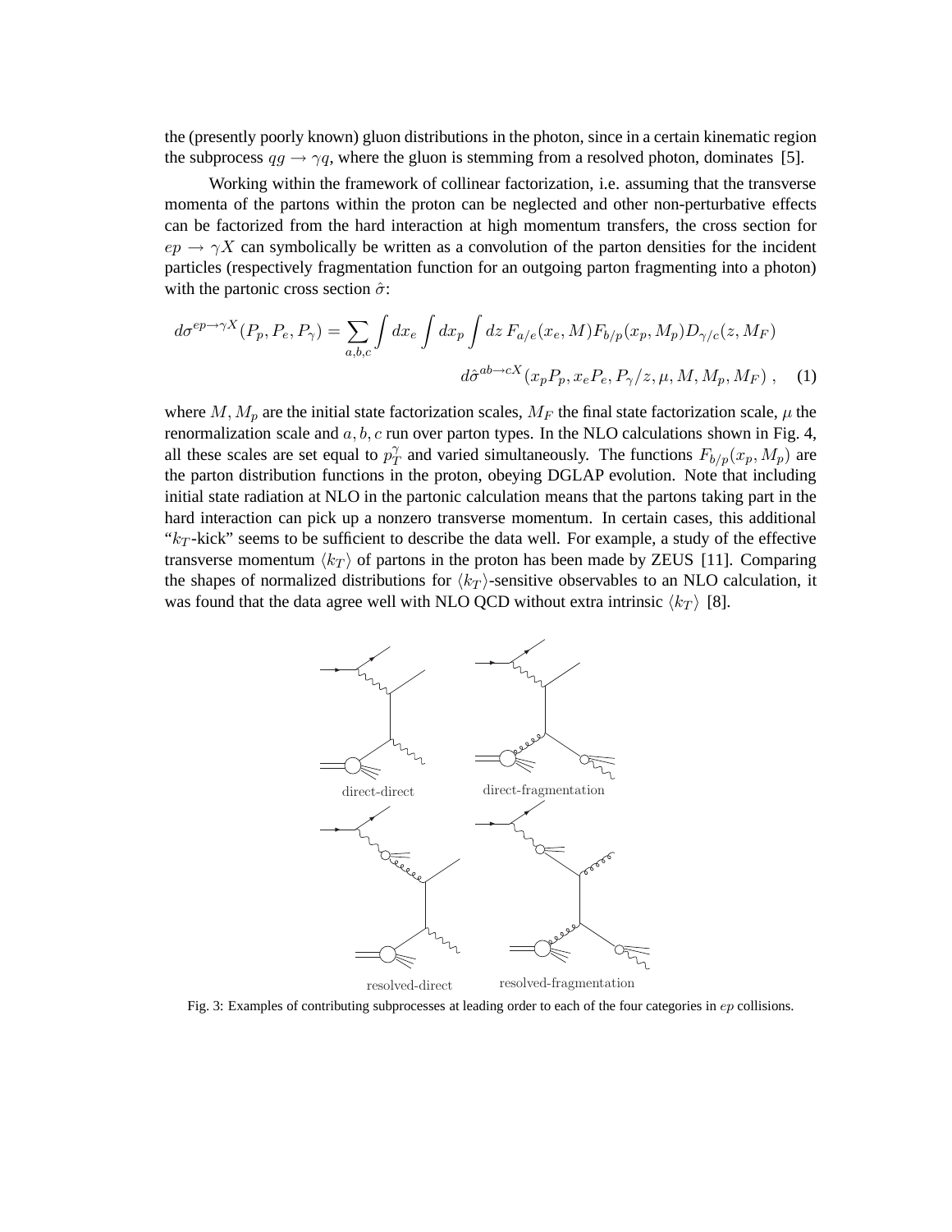the (presently poorly known) gluon distributions in the photon, since in a certain kinematic region the subprocess $qg \to \gamma q$, where the gluon is stemming from a resolved photon, dominates [5].

Working within the framework of collinear factorization, i.e. assuming that the transverse momenta of the partons within the proton can be neglected and other non-perturbative effects can be factorized from the hard interaction at high momentum transfers, the cross section for $ep \to \gamma X$ can symbolically be written as a convolution of the parton densities for the incident particles (respectively fragmentation function for an outgoing parton fragmenting into a photon) with the partonic cross section $\hat{\sigma}$:

$$d\sigma^{ep\to\gamma X}(P_p, P_e, P_\gamma) = \sum_{a,b,c} \int dx_e \int dx_p \int dz\, F_{a/e}(x_e, M) F_{b/p}(x_p, M_p) D_{\gamma/c}(z, M_F)$$
$$d\hat{\sigma}^{ab\to cX}(x_p P_p, x_e P_e, P_\gamma/z, \mu, M, M_p, M_F)\,, \quad (1)$$

where $M, M_p$ are the initial state factorization scales, $M_F$ the final state factorization scale, $\mu$ the renormalization scale and $a, b, c$ run over parton types. In the NLO calculations shown in Fig. 4, all these scales are set equal to $p_T^\gamma$ and varied simultaneously. The functions $F_{b/p}(x_p, M_p)$ are the parton distribution functions in the proton, obeying DGLAP evolution. Note that including initial state radiation at NLO in the partonic calculation means that the partons taking part in the hard interaction can pick up a nonzero transverse momentum. In certain cases, this additional "$k_T$-kick" seems to be sufficient to describe the data well. For example, a study of the effective transverse momentum $\langle k_T \rangle$ of partons in the proton has been made by ZEUS [11]. Comparing the shapes of normalized distributions for $\langle k_T \rangle$-sensitive observables to an NLO calculation, it was found that the data agree well with NLO QCD without extra intrinsic $\langle k_T \rangle$ [8].

direct-direct

direct-fragmentation

resolved-direct

resolved-fragmentation

Fig. 3: Examples of contributing subprocesses at leading order to each of the four categories in $ep$ collisions.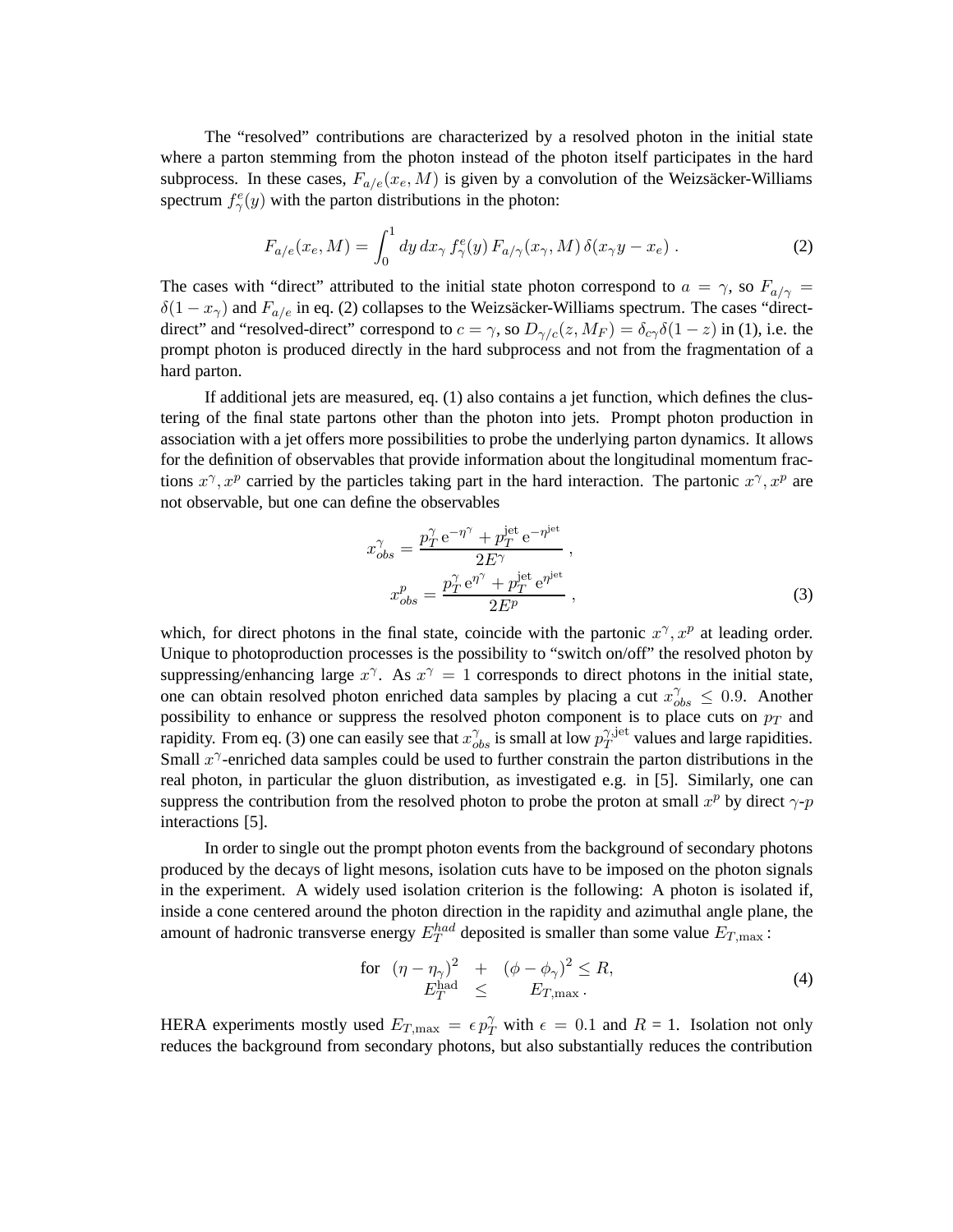The "resolved" contributions are characterized by a resolved photon in the initial state where a parton stemming from the photon instead of the photon itself participates in the hard subprocess. In these cases, $F_{a/e}(x_e, M)$ is given by a convolution of the Weizsäcker-Williams spectrum $f_\gamma^e(y)$ with the parton distributions in the photon:

$$F_{a/e}(x_e, M) = \int_0^1 dy\, dx_\gamma\, f_\gamma^e(y)\, F_{a/\gamma}(x_\gamma, M)\, \delta(x_\gamma y - x_e)\ . \tag{2}$$

The cases with "direct" attributed to the initial state photon correspond to $a = \gamma$, so $F_{a/\gamma} = \delta(1 - x_\gamma)$ and $F_{a/e}$ in eq. (2) collapses to the Weizsäcker-Williams spectrum. The cases "direct-direct" and "resolved-direct" correspond to $c = \gamma$, so $D_{\gamma/c}(z, M_F) = \delta_{c\gamma}\delta(1 - z)$ in (1), i.e. the prompt photon is produced directly in the hard subprocess and not from the fragmentation of a hard parton.

If additional jets are measured, eq. (1) also contains a jet function, which defines the clustering of the final state partons other than the photon into jets. Prompt photon production in association with a jet offers more possibilities to probe the underlying parton dynamics. It allows for the definition of observables that provide information about the longitudinal momentum fractions $x^\gamma, x^p$ carried by the particles taking part in the hard interaction. The partonic $x^\gamma, x^p$ are not observable, but one can define the observables

$$\begin{aligned} x_{obs}^\gamma &= \frac{p_T^\gamma\, \mathrm{e}^{-\eta^\gamma} + p_T^{\mathrm{jet}}\, \mathrm{e}^{-\eta^{\mathrm{jet}}}}{2E^\gamma}\ , \\ x_{obs}^p &= \frac{p_T^\gamma\, \mathrm{e}^{\eta^\gamma} + p_T^{\mathrm{jet}}\, \mathrm{e}^{\eta^{\mathrm{jet}}}}{2E^p}\ , \end{aligned} \tag{3}$$

which, for direct photons in the final state, coincide with the partonic $x^\gamma, x^p$ at leading order. Unique to photoproduction processes is the possibility to "switch on/off" the resolved photon by suppressing/enhancing large $x^\gamma$. As $x^\gamma = 1$ corresponds to direct photons in the initial state, one can obtain resolved photon enriched data samples by placing a cut $x_{obs}^\gamma \leq 0.9$. Another possibility to enhance or suppress the resolved photon component is to place cuts on $p_T$ and rapidity. From eq. (3) one can easily see that $x_{obs}^\gamma$ is small at low $p_T^{\gamma,\mathrm{jet}}$ values and large rapidities. Small $x^\gamma$-enriched data samples could be used to further constrain the parton distributions in the real photon, in particular the gluon distribution, as investigated e.g. in [5]. Similarly, one can suppress the contribution from the resolved photon to probe the proton at small $x^p$ by direct $\gamma$-$p$ interactions [5].

In order to single out the prompt photon events from the background of secondary photons produced by the decays of light mesons, isolation cuts have to be imposed on the photon signals in the experiment. A widely used isolation criterion is the following: A photon is isolated if, inside a cone centered around the photon direction in the rapidity and azimuthal angle plane, the amount of hadronic transverse energy $E_T^{had}$ deposited is smaller than some value $E_{T,\max}$:

$$\begin{aligned} \text{for} \quad (\eta - \eta_\gamma)^2 \quad &+ \quad (\phi - \phi_\gamma)^2 \leq R, \\ E_T^{\mathrm{had}} \quad &\leq \qquad E_{T,\max}\ . \end{aligned} \tag{4}$$

HERA experiments mostly used $E_{T,\max} = \epsilon\, p_T^\gamma$ with $\epsilon = 0.1$ and $R = 1$. Isolation not only reduces the background from secondary photons, but also substantially reduces the contribution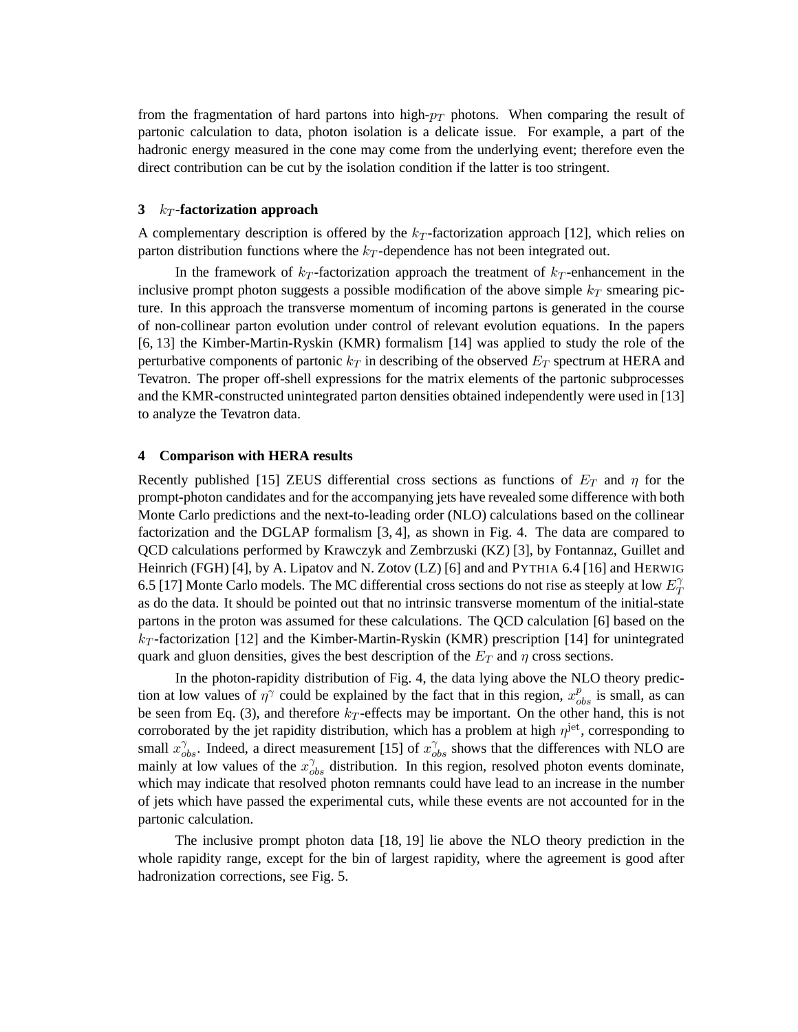from the fragmentation of hard partons into high-$p_T$ photons. When comparing the result of partonic calculation to data, photon isolation is a delicate issue. For example, a part of the hadronic energy measured in the cone may come from the underlying event; therefore even the direct contribution can be cut by the isolation condition if the latter is too stringent.

## 3 $k_T$-factorization approach

A complementary description is offered by the $k_T$-factorization approach [12], which relies on parton distribution functions where the $k_T$-dependence has not been integrated out.

In the framework of $k_T$-factorization approach the treatment of $k_T$-enhancement in the inclusive prompt photon suggests a possible modification of the above simple $k_T$ smearing picture. In this approach the transverse momentum of incoming partons is generated in the course of non-collinear parton evolution under control of relevant evolution equations. In the papers [6, 13] the Kimber-Martin-Ryskin (KMR) formalism [14] was applied to study the role of the perturbative components of partonic $k_T$ in describing of the observed $E_T$ spectrum at HERA and Tevatron. The proper off-shell expressions for the matrix elements of the partonic subprocesses and the KMR-constructed unintegrated parton densities obtained independently were used in [13] to analyze the Tevatron data.

## 4 Comparison with HERA results

Recently published [15] ZEUS differential cross sections as functions of $E_T$ and $\eta$ for the prompt-photon candidates and for the accompanying jets have revealed some difference with both Monte Carlo predictions and the next-to-leading order (NLO) calculations based on the collinear factorization and the DGLAP formalism [3, 4], as shown in Fig. 4. The data are compared to QCD calculations performed by Krawczyk and Zembrzuski (KZ) [3], by Fontannaz, Guillet and Heinrich (FGH) [4], by A. Lipatov and N. Zotov (LZ) [6] and and PYTHIA 6.4 [16] and HERWIG 6.5 [17] Monte Carlo models. The MC differential cross sections do not rise as steeply at low $E_T^{\gamma}$ as do the data. It should be pointed out that no intrinsic transverse momentum of the initial-state partons in the proton was assumed for these calculations. The QCD calculation [6] based on the $k_T$-factorization [12] and the Kimber-Martin-Ryskin (KMR) prescription [14] for unintegrated quark and gluon densities, gives the best description of the $E_T$ and $\eta$ cross sections.

In the photon-rapidity distribution of Fig. 4, the data lying above the NLO theory prediction at low values of $\eta^{\gamma}$ could be explained by the fact that in this region, $x_{obs}^{p}$ is small, as can be seen from Eq. (3), and therefore $k_T$-effects may be important. On the other hand, this is not corroborated by the jet rapidity distribution, which has a problem at high $\eta^{\text{jet}}$, corresponding to small $x_{obs}^{\gamma}$. Indeed, a direct measurement [15] of $x_{obs}^{\gamma}$ shows that the differences with NLO are mainly at low values of the $x_{obs}^{\gamma}$ distribution. In this region, resolved photon events dominate, which may indicate that resolved photon remnants could have lead to an increase in the number of jets which have passed the experimental cuts, while these events are not accounted for in the partonic calculation.

The inclusive prompt photon data [18, 19] lie above the NLO theory prediction in the whole rapidity range, except for the bin of largest rapidity, where the agreement is good after hadronization corrections, see Fig. 5.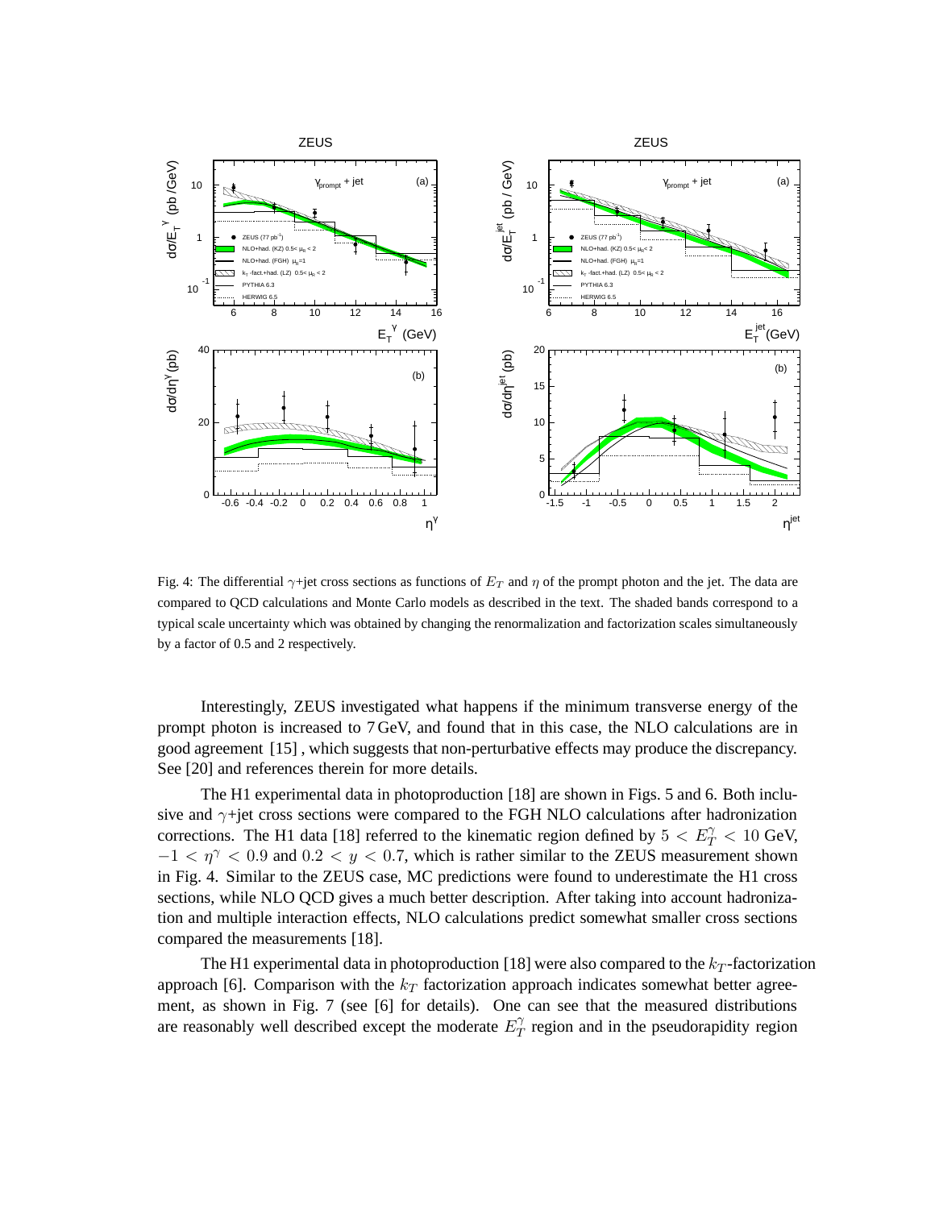Fig. 4: The differential $\gamma$+jet cross sections as functions of $E_T$ and $\eta$ of the prompt photon and the jet. The data are compared to QCD calculations and Monte Carlo models as described in the text. The shaded bands correspond to a typical scale uncertainty which was obtained by changing the renormalization and factorization scales simultaneously by a factor of 0.5 and 2 respectively.

Interestingly, ZEUS investigated what happens if the minimum transverse energy of the prompt photon is increased to 7 GeV, and found that in this case, the NLO calculations are in good agreement [15] , which suggests that non-perturbative effects may produce the discrepancy. See [20] and references therein for more details.

The H1 experimental data in photoproduction [18] are shown in Figs. 5 and 6. Both inclusive and $\gamma$+jet cross sections were compared to the FGH NLO calculations after hadronization corrections. The H1 data [18] referred to the kinematic region defined by $5 < E_T^{\gamma} < 10$ GeV, $-1 < \eta^{\gamma} < 0.9$ and $0.2 < y < 0.7$, which is rather similar to the ZEUS measurement shown in Fig. 4. Similar to the ZEUS case, MC predictions were found to underestimate the H1 cross sections, while NLO QCD gives a much better description. After taking into account hadronization and multiple interaction effects, NLO calculations predict somewhat smaller cross sections compared the measurements [18].

The H1 experimental data in photoproduction [18] were also compared to the $k_T$-factorization approach [6]. Comparison with the $k_T$ factorization approach indicates somewhat better agreement, as shown in Fig. 7 (see [6] for details). One can see that the measured distributions are reasonably well described except the moderate $E_T^{\gamma}$ region and in the pseudorapidity region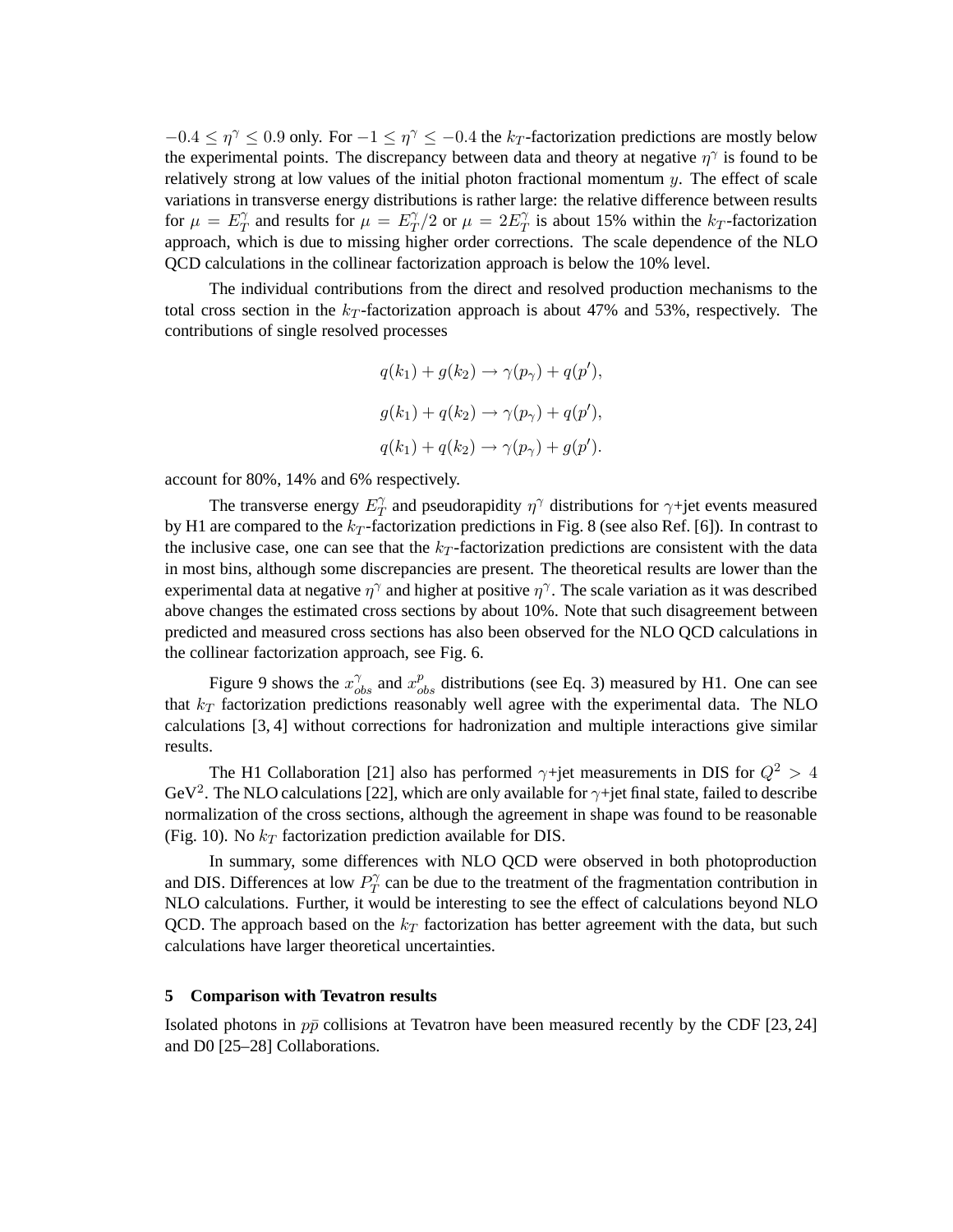$-0.4 \leq \eta^\gamma \leq 0.9$ only. For $-1 \leq \eta^\gamma \leq -0.4$ the $k_T$-factorization predictions are mostly below the experimental points. The discrepancy between data and theory at negative $\eta^\gamma$ is found to be relatively strong at low values of the initial photon fractional momentum $y$. The effect of scale variations in transverse energy distributions is rather large: the relative difference between results for $\mu = E_T^\gamma$ and results for $\mu = E_T^\gamma/2$ or $\mu = 2E_T^\gamma$ is about 15% within the $k_T$-factorization approach, which is due to missing higher order corrections. The scale dependence of the NLO QCD calculations in the collinear factorization approach is below the 10% level.

The individual contributions from the direct and resolved production mechanisms to the total cross section in the $k_T$-factorization approach is about 47% and 53%, respectively. The contributions of single resolved processes

$$q(k_1) + g(k_2) \to \gamma(p_\gamma) + q(p'),$$

$$g(k_1) + q(k_2) \to \gamma(p_\gamma) + q(p'),$$

$$q(k_1) + q(k_2) \to \gamma(p_\gamma) + g(p').$$

account for 80%, 14% and 6% respectively.

The transverse energy $E_T^\gamma$ and pseudorapidity $\eta^\gamma$ distributions for $\gamma$+jet events measured by H1 are compared to the $k_T$-factorization predictions in Fig. 8 (see also Ref. [6]). In contrast to the inclusive case, one can see that the $k_T$-factorization predictions are consistent with the data in most bins, although some discrepancies are present. The theoretical results are lower than the experimental data at negative $\eta^\gamma$ and higher at positive $\eta^\gamma$. The scale variation as it was described above changes the estimated cross sections by about 10%. Note that such disagreement between predicted and measured cross sections has also been observed for the NLO QCD calculations in the collinear factorization approach, see Fig. 6.

Figure 9 shows the $x_{obs}^\gamma$ and $x_{obs}^p$ distributions (see Eq. 3) measured by H1. One can see that $k_T$ factorization predictions reasonably well agree with the experimental data. The NLO calculations [3, 4] without corrections for hadronization and multiple interactions give similar results.

The H1 Collaboration [21] also has performed $\gamma$+jet measurements in DIS for $Q^2 > 4$ GeV$^2$. The NLO calculations [22], which are only available for $\gamma$+jet final state, failed to describe normalization of the cross sections, although the agreement in shape was found to be reasonable (Fig. 10). No $k_T$ factorization prediction available for DIS.

In summary, some differences with NLO QCD were observed in both photoproduction and DIS. Differences at low $P_T^\gamma$ can be due to the treatment of the fragmentation contribution in NLO calculations. Further, it would be interesting to see the effect of calculations beyond NLO QCD. The approach based on the $k_T$ factorization has better agreement with the data, but such calculations have larger theoretical uncertainties.

## 5 Comparison with Tevatron results

Isolated photons in $p\bar{p}$ collisions at Tevatron have been measured recently by the CDF [23, 24] and D0 [25–28] Collaborations.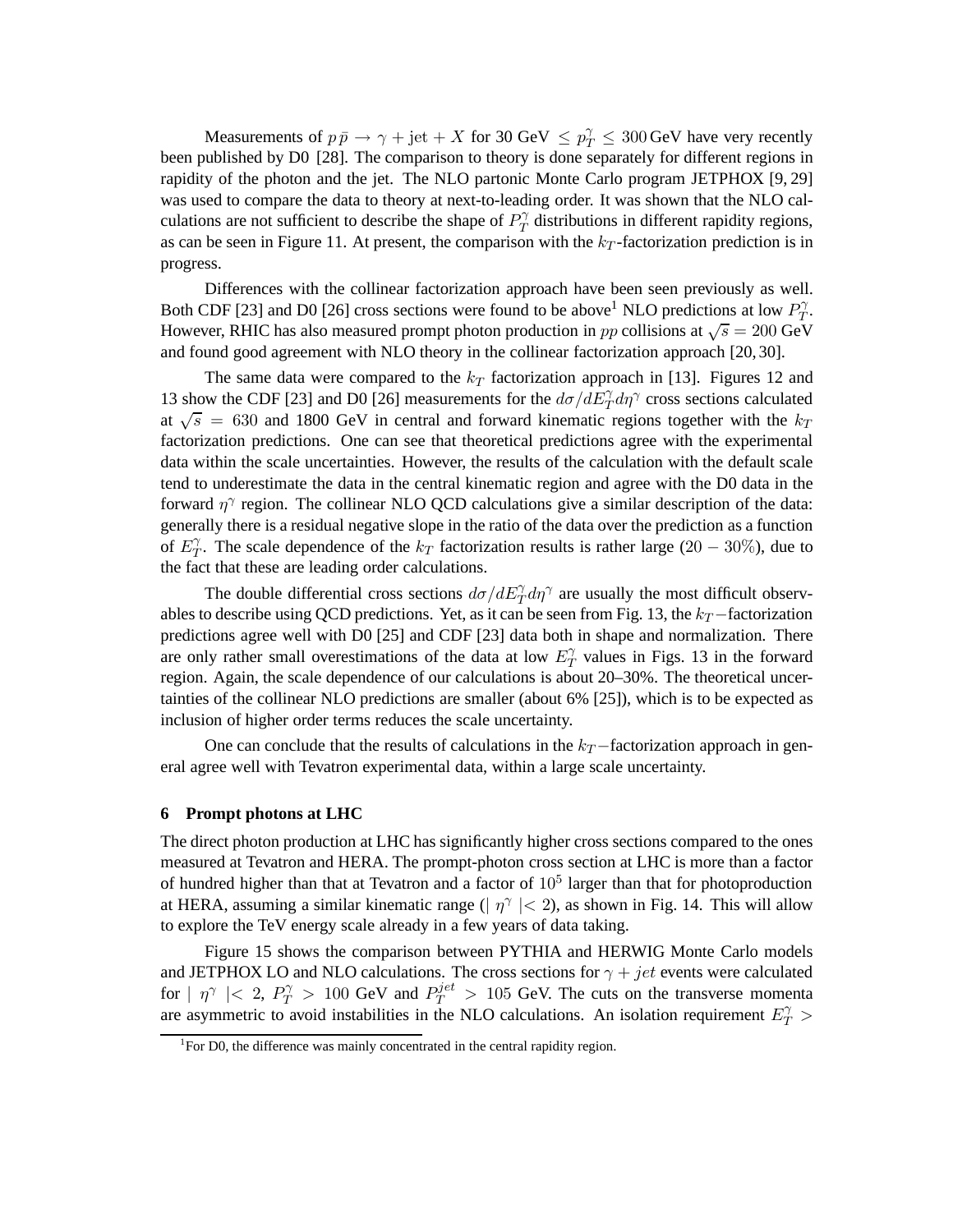Measurements of $p\,\bar{p} \rightarrow \gamma + \text{jet} + X$ for 30 GeV $\leq p_T^{\gamma} \leq 300\,$GeV have very recently been published by D0 [28]. The comparison to theory is done separately for different regions in rapidity of the photon and the jet. The NLO partonic Monte Carlo program JETPHOX [9, 29] was used to compare the data to theory at next-to-leading order. It was shown that the NLO calculations are not sufficient to describe the shape of $P_T^{\gamma}$ distributions in different rapidity regions, as can be seen in Figure 11. At present, the comparison with the $k_T$-factorization prediction is in progress.

Differences with the collinear factorization approach have been seen previously as well. Both CDF [23] and D0 [26] cross sections were found to be above[1] NLO predictions at low $P_T^{\gamma}$. However, RHIC has also measured prompt photon production in $pp$ collisions at $\sqrt{s} = 200$ GeV and found good agreement with NLO theory in the collinear factorization approach [20, 30].

The same data were compared to the $k_T$ factorization approach in [13]. Figures 12 and 13 show the CDF [23] and D0 [26] measurements for the $d\sigma/dE_T^{\gamma}d\eta^{\gamma}$ cross sections calculated at $\sqrt{s} = 630$ and 1800 GeV in central and forward kinematic regions together with the $k_T$ factorization predictions. One can see that theoretical predictions agree with the experimental data within the scale uncertainties. However, the results of the calculation with the default scale tend to underestimate the data in the central kinematic region and agree with the D0 data in the forward $\eta^{\gamma}$ region. The collinear NLO QCD calculations give a similar description of the data: generally there is a residual negative slope in the ratio of the data over the prediction as a function of $E_T^{\gamma}$. The scale dependence of the $k_T$ factorization results is rather large ($20 - 30\%$), due to the fact that these are leading order calculations.

The double differential cross sections $d\sigma/dE_T^{\gamma}d\eta^{\gamma}$ are usually the most difficult observables to describe using QCD predictions. Yet, as it can be seen from Fig. 13, the $k_T-$factorization predictions agree well with D0 [25] and CDF [23] data both in shape and normalization. There are only rather small overestimations of the data at low $E_T^{\gamma}$ values in Figs. 13 in the forward region. Again, the scale dependence of our calculations is about 20–30%. The theoretical uncertainties of the collinear NLO predictions are smaller (about 6% [25]), which is to be expected as inclusion of higher order terms reduces the scale uncertainty.

One can conclude that the results of calculations in the $k_T-$factorization approach in general agree well with Tevatron experimental data, within a large scale uncertainty.

## 6 Prompt photons at LHC

The direct photon production at LHC has significantly higher cross sections compared to the ones measured at Tevatron and HERA. The prompt-photon cross section at LHC is more than a factor of hundred higher than that at Tevatron and a factor of $10^5$ larger than that for photoproduction at HERA, assuming a similar kinematic range ($\mid \eta^{\gamma} \mid < 2$), as shown in Fig. 14. This will allow to explore the TeV energy scale already in a few years of data taking.

Figure 15 shows the comparison between PYTHIA and HERWIG Monte Carlo models and JETPHOX LO and NLO calculations. The cross sections for $\gamma + jet$ events were calculated for $\mid \eta^{\gamma} \mid < 2$, $P_T^{\gamma} > 100$ GeV and $P_T^{jet} > 105$ GeV. The cuts on the transverse momenta are asymmetric to avoid instabilities in the NLO calculations. An isolation requirement $E_T^{\gamma} >$

[1] For D0, the difference was mainly concentrated in the central rapidity region.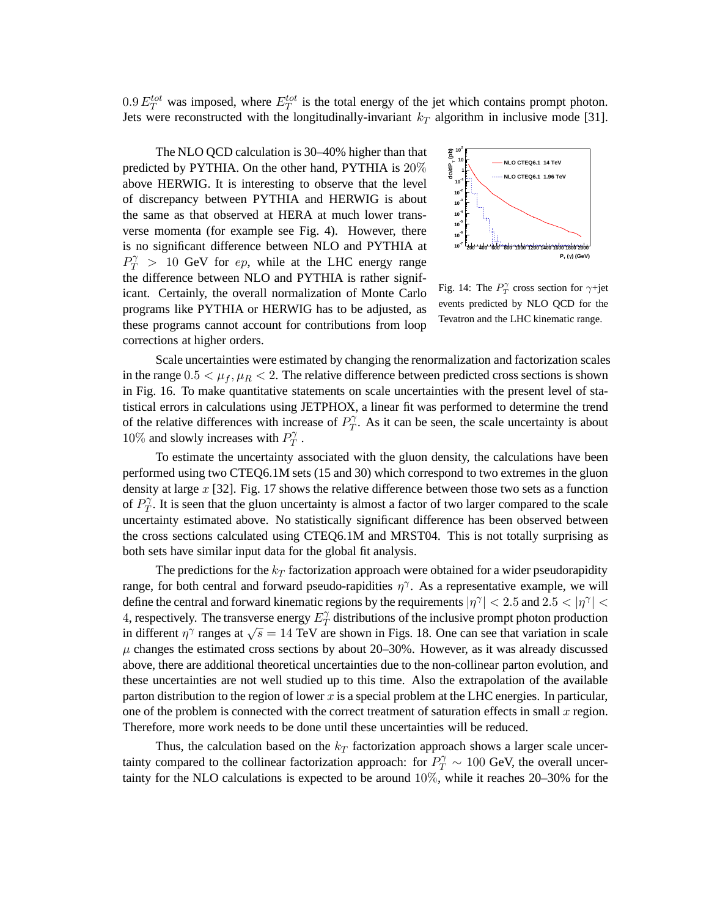$0.9\,E_T^{tot}$ was imposed, where $E_T^{tot}$ is the total energy of the jet which contains prompt photon. Jets were reconstructed with the longitudinally-invariant $k_T$ algorithm in inclusive mode [31].

The NLO QCD calculation is 30–40% higher than that predicted by PYTHIA. On the other hand, PYTHIA is $20\%$ above HERWIG. It is interesting to observe that the level of discrepancy between PYTHIA and HERWIG is about the same as that observed at HERA at much lower transverse momenta (for example see Fig. 4). However, there is no significant difference between NLO and PYTHIA at $P_T^\gamma > 10$ GeV for $ep$, while at the LHC energy range the difference between NLO and PYTHIA is rather significant. Certainly, the overall normalization of Monte Carlo programs like PYTHIA or HERWIG has to be adjusted, as these programs cannot account for contributions from loop corrections at higher orders.

Fig. 14: The $P_T^\gamma$ cross section for $\gamma$+jet events predicted by NLO QCD for the Tevatron and the LHC kinematic range.

Scale uncertainties were estimated by changing the renormalization and factorization scales in the range $0.5 < \mu_f, \mu_R < 2$. The relative difference between predicted cross sections is shown in Fig. 16. To make quantitative statements on scale uncertainties with the present level of statistical errors in calculations using JETPHOX, a linear fit was performed to determine the trend of the relative differences with increase of $P_T^\gamma$. As it can be seen, the scale uncertainty is about $10\%$ and slowly increases with $P_T^\gamma$ .

To estimate the uncertainty associated with the gluon density, the calculations have been performed using two CTEQ6.1M sets (15 and 30) which correspond to two extremes in the gluon density at large $x$ [32]. Fig. 17 shows the relative difference between those two sets as a function of $P_T^\gamma$. It is seen that the gluon uncertainty is almost a factor of two larger compared to the scale uncertainty estimated above. No statistically significant difference has been observed between the cross sections calculated using CTEQ6.1M and MRST04. This is not totally surprising as both sets have similar input data for the global fit analysis.

The predictions for the $k_T$ factorization approach were obtained for a wider pseudorapidity range, for both central and forward pseudo-rapidities $\eta^\gamma$. As a representative example, we will define the central and forward kinematic regions by the requirements $|\eta^\gamma| < 2.5$ and $2.5 < |\eta^\gamma| < 4$, respectively. The transverse energy $E_T^\gamma$ distributions of the inclusive prompt photon production in different $\eta^\gamma$ ranges at $\sqrt{s} = 14$ TeV are shown in Figs. 18. One can see that variation in scale $\mu$ changes the estimated cross sections by about 20–30%. However, as it was already discussed above, there are additional theoretical uncertainties due to the non-collinear parton evolution, and these uncertainties are not well studied up to this time. Also the extrapolation of the available parton distribution to the region of lower $x$ is a special problem at the LHC energies. In particular, one of the problem is connected with the correct treatment of saturation effects in small $x$ region. Therefore, more work needs to be done until these uncertainties will be reduced.

Thus, the calculation based on the $k_T$ factorization approach shows a larger scale uncertainty compared to the collinear factorization approach: for $P_T^\gamma \sim 100$ GeV, the overall uncertainty for the NLO calculations is expected to be around $10\%$, while it reaches 20–30% for the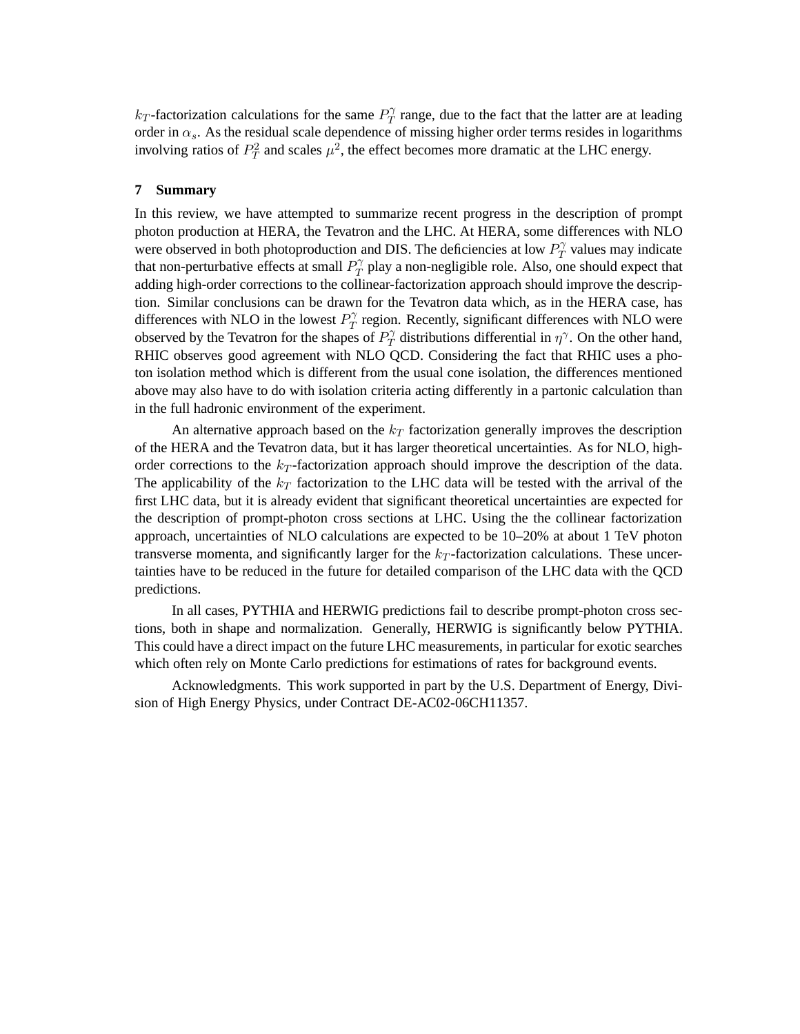$k_T$-factorization calculations for the same $P_T^\gamma$ range, due to the fact that the latter are at leading order in $\alpha_s$. As the residual scale dependence of missing higher order terms resides in logarithms involving ratios of $P_T^2$ and scales $\mu^2$, the effect becomes more dramatic at the LHC energy.

## 7 Summary

In this review, we have attempted to summarize recent progress in the description of prompt photon production at HERA, the Tevatron and the LHC. At HERA, some differences with NLO were observed in both photoproduction and DIS. The deficiencies at low $P_T^\gamma$ values may indicate that non-perturbative effects at small $P_T^\gamma$ play a non-negligible role. Also, one should expect that adding high-order corrections to the collinear-factorization approach should improve the description. Similar conclusions can be drawn for the Tevatron data which, as in the HERA case, has differences with NLO in the lowest $P_T^\gamma$ region. Recently, significant differences with NLO were observed by the Tevatron for the shapes of $P_T^\gamma$ distributions differential in $\eta^\gamma$. On the other hand, RHIC observes good agreement with NLO QCD. Considering the fact that RHIC uses a photon isolation method which is different from the usual cone isolation, the differences mentioned above may also have to do with isolation criteria acting differently in a partonic calculation than in the full hadronic environment of the experiment.

An alternative approach based on the $k_T$ factorization generally improves the description of the HERA and the Tevatron data, but it has larger theoretical uncertainties. As for NLO, high-order corrections to the $k_T$-factorization approach should improve the description of the data. The applicability of the $k_T$ factorization to the LHC data will be tested with the arrival of the first LHC data, but it is already evident that significant theoretical uncertainties are expected for the description of prompt-photon cross sections at LHC. Using the the collinear factorization approach, uncertainties of NLO calculations are expected to be 10–20% at about 1 TeV photon transverse momenta, and significantly larger for the $k_T$-factorization calculations. These uncertainties have to be reduced in the future for detailed comparison of the LHC data with the QCD predictions.

In all cases, PYTHIA and HERWIG predictions fail to describe prompt-photon cross sections, both in shape and normalization. Generally, HERWIG is significantly below PYTHIA. This could have a direct impact on the future LHC measurements, in particular for exotic searches which often rely on Monte Carlo predictions for estimations of rates for background events.

*Acknowledgments.* This work supported in part by the U.S. Department of Energy, Division of High Energy Physics, under Contract DE-AC02-06CH11357.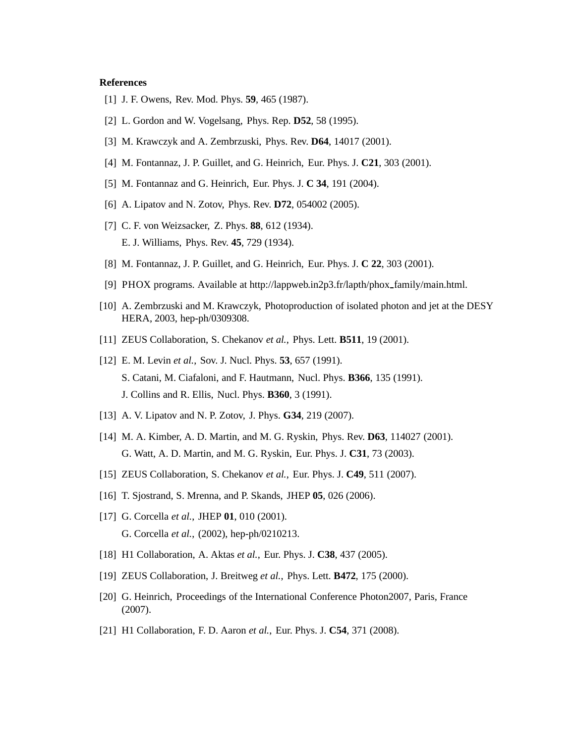**References**

[1] J. F. Owens, Rev. Mod. Phys. **59**, 465 (1987).

[2] L. Gordon and W. Vogelsang, Phys. Rep. **D52**, 58 (1995).

[3] M. Krawczyk and A. Zembrzuski, Phys. Rev. **D64**, 14017 (2001).

[4] M. Fontannaz, J. P. Guillet, and G. Heinrich, Eur. Phys. J. **C21**, 303 (2001).

[5] M. Fontannaz and G. Heinrich, Eur. Phys. J. **C 34**, 191 (2004).

[6] A. Lipatov and N. Zotov, Phys. Rev. **D72**, 054002 (2005).

[7] C. F. von Weizsacker, Z. Phys. **88**, 612 (1934).
E. J. Williams, Phys. Rev. **45**, 729 (1934).

[8] M. Fontannaz, J. P. Guillet, and G. Heinrich, Eur. Phys. J. **C 22**, 303 (2001).

[9] PHOX programs. Available at http://lappweb.in2p3.fr/lapth/phox_family/main.html.

[10] A. Zembrzuski and M. Krawczyk, Photoproduction of isolated photon and jet at the DESY HERA, 2003, hep-ph/0309308.

[11] ZEUS Collaboration, S. Chekanov *et al.*, Phys. Lett. **B511**, 19 (2001).

[12] E. M. Levin *et al.*, Sov. J. Nucl. Phys. **53**, 657 (1991).
S. Catani, M. Ciafaloni, and F. Hautmann, Nucl. Phys. **B366**, 135 (1991).
J. Collins and R. Ellis, Nucl. Phys. **B360**, 3 (1991).

[13] A. V. Lipatov and N. P. Zotov, J. Phys. **G34**, 219 (2007).

[14] M. A. Kimber, A. D. Martin, and M. G. Ryskin, Phys. Rev. **D63**, 114027 (2001).
G. Watt, A. D. Martin, and M. G. Ryskin, Eur. Phys. J. **C31**, 73 (2003).

[15] ZEUS Collaboration, S. Chekanov *et al.*, Eur. Phys. J. **C49**, 511 (2007).

[16] T. Sjostrand, S. Mrenna, and P. Skands, JHEP **05**, 026 (2006).

[17] G. Corcella *et al.*, JHEP **01**, 010 (2001).
G. Corcella *et al.*, (2002), hep-ph/0210213.

[18] H1 Collaboration, A. Aktas *et al.*, Eur. Phys. J. **C38**, 437 (2005).

[19] ZEUS Collaboration, J. Breitweg *et al.*, Phys. Lett. **B472**, 175 (2000).

[20] G. Heinrich, Proceedings of the International Conference Photon2007, Paris, France (2007).

[21] H1 Collaboration, F. D. Aaron *et al.*, Eur. Phys. J. **C54**, 371 (2008).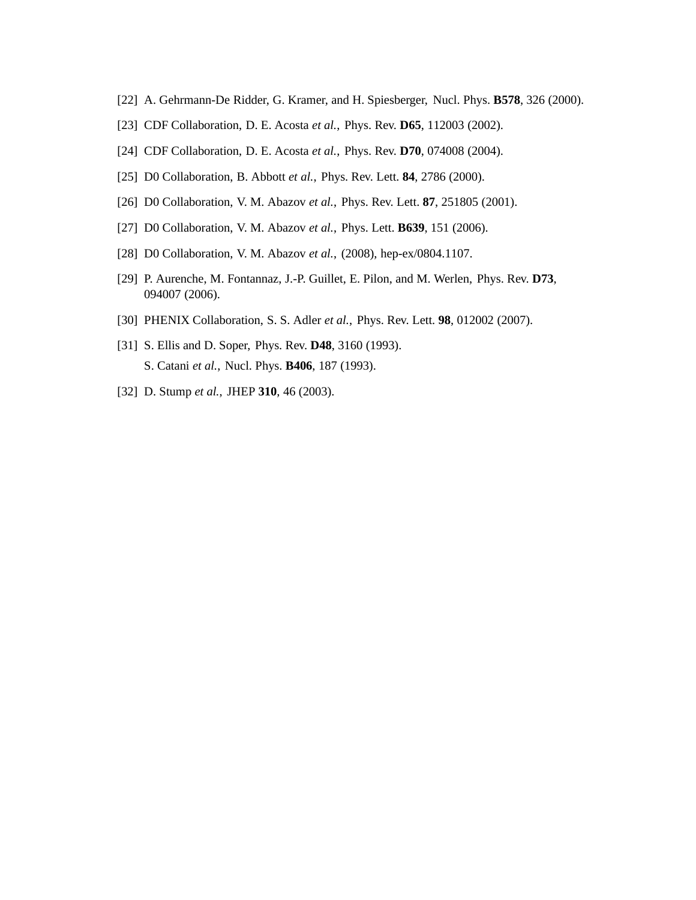[22] A. Gehrmann-De Ridder, G. Kramer, and H. Spiesberger, Nucl. Phys. **B578**, 326 (2000).

[23] CDF Collaboration, D. E. Acosta *et al.*, Phys. Rev. **D65**, 112003 (2002).

[24] CDF Collaboration, D. E. Acosta *et al.*, Phys. Rev. **D70**, 074008 (2004).

[25] D0 Collaboration, B. Abbott *et al.*, Phys. Rev. Lett. **84**, 2786 (2000).

[26] D0 Collaboration, V. M. Abazov *et al.*, Phys. Rev. Lett. **87**, 251805 (2001).

[27] D0 Collaboration, V. M. Abazov *et al.*, Phys. Lett. **B639**, 151 (2006).

[28] D0 Collaboration, V. M. Abazov *et al.*, (2008), hep-ex/0804.1107.

[29] P. Aurenche, M. Fontannaz, J.-P. Guillet, E. Pilon, and M. Werlen, Phys. Rev. **D73**, 094007 (2006).

[30] PHENIX Collaboration, S. S. Adler *et al.*, Phys. Rev. Lett. **98**, 012002 (2007).

[31] S. Ellis and D. Soper, Phys. Rev. **D48**, 3160 (1993).
S. Catani *et al.*, Nucl. Phys. **B406**, 187 (1993).

[32] D. Stump *et al.*, JHEP **310**, 46 (2003).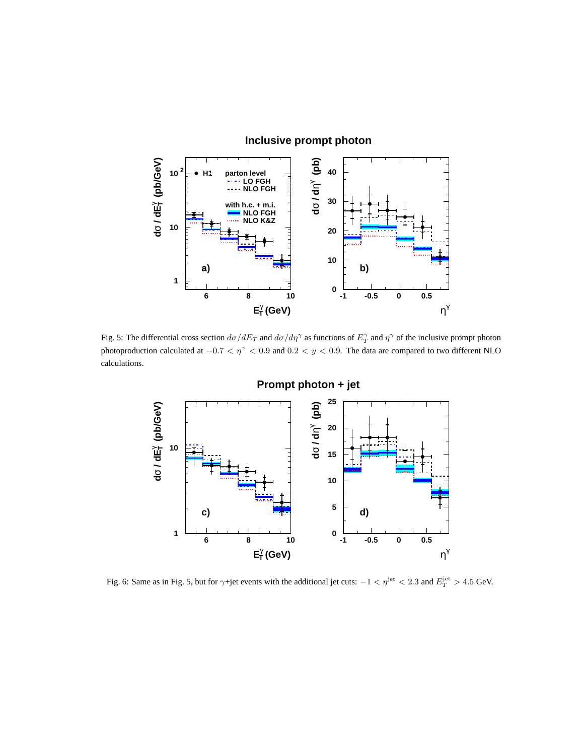Fig. 5: The differential cross section $d\sigma/dE_T$ and $d\sigma/d\eta^{\gamma}$ as functions of $E_T^{\gamma}$ and $\eta^{\gamma}$ of the inclusive prompt photon photoproduction calculated at $-0.7 < \eta^{\gamma} < 0.9$ and $0.2 < y < 0.9$. The data are compared to two different NLO calculations.

Fig. 6: Same as in Fig. 5, but for $\gamma$+jet events with the additional jet cuts: $-1 < \eta^{\rm jet} < 2.3$ and $E_T^{\rm jet} > 4.5$ GeV.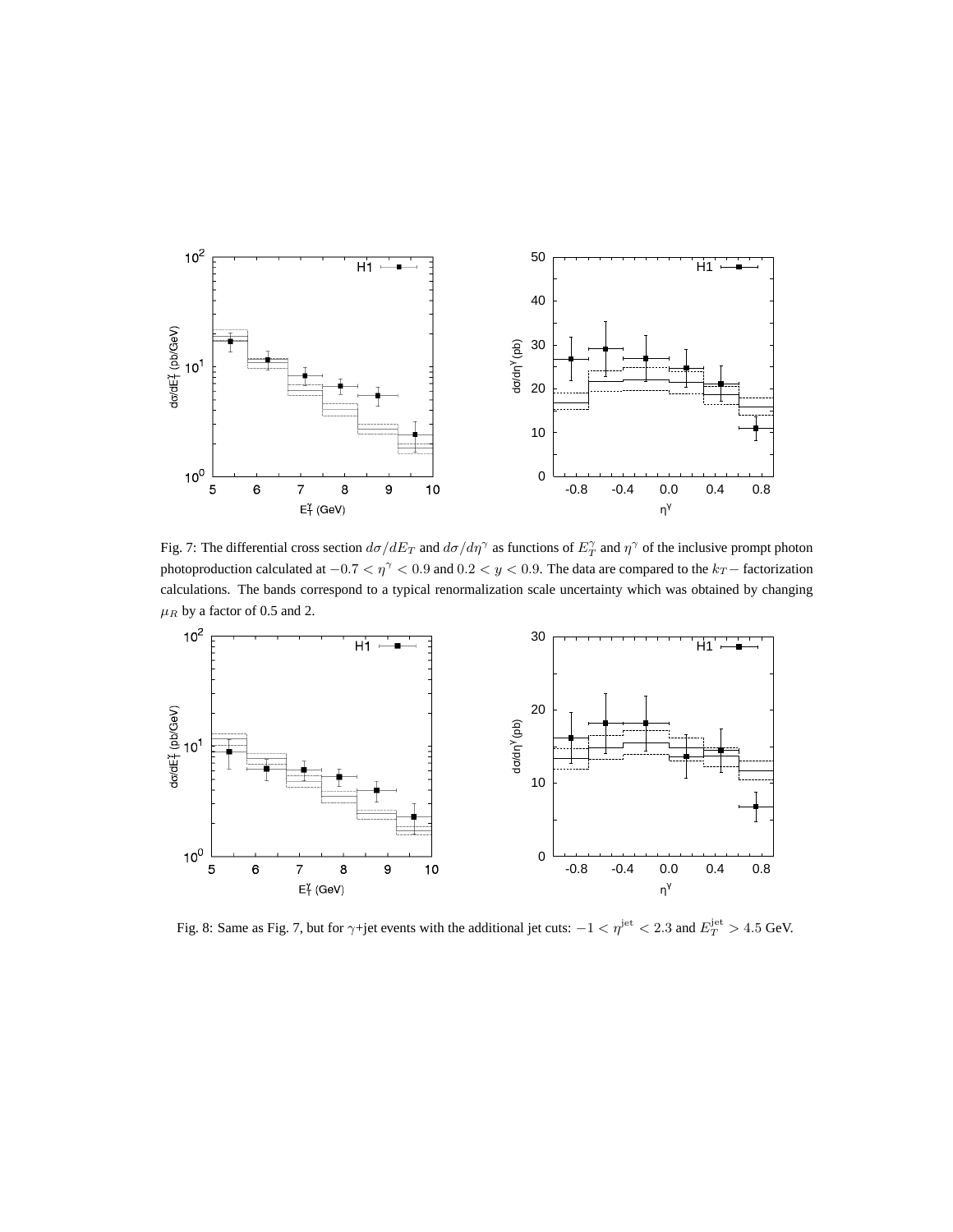Fig. 7: The differential cross section $d\sigma/dE_T$ and $d\sigma/d\eta^\gamma$ as functions of $E_T^\gamma$ and $\eta^\gamma$ of the inclusive prompt photon photoproduction calculated at $-0.7 < \eta^\gamma < 0.9$ and $0.2 < y < 0.9$. The data are compared to the $k_T-$ factorization calculations. The bands correspond to a typical renormalization scale uncertainty which was obtained by changing $\mu_R$ by a factor of 0.5 and 2.

Fig. 8: Same as Fig. 7, but for $\gamma$+jet events with the additional jet cuts: $-1 < \eta^{\rm jet} < 2.3$ and $E_T^{\rm jet} > 4.5$ GeV.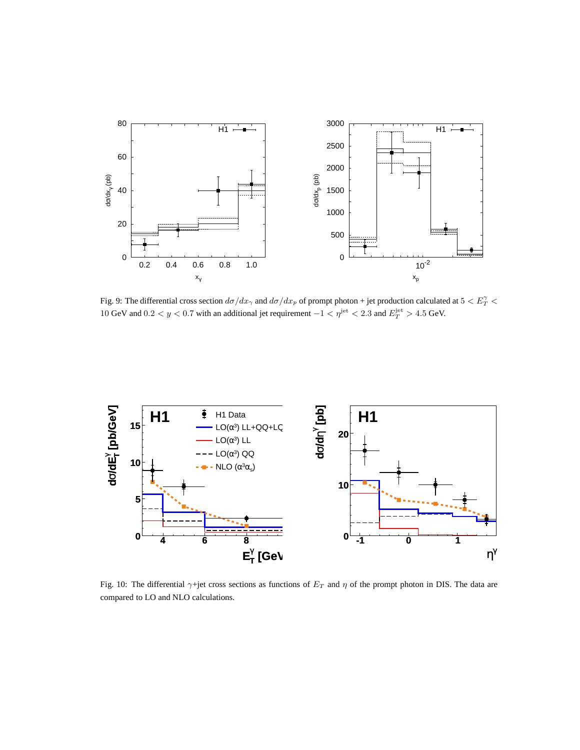Fig. 9: The differential cross section $d\sigma/dx_\gamma$ and $d\sigma/dx_p$ of prompt photon + jet production calculated at $5 < E_T^\gamma < 10$ GeV and $0.2 < y < 0.7$ with an additional jet requirement $-1 < \eta^{\rm jet} < 2.3$ and $E_T^{\rm jet} > 4.5$ GeV.

Fig. 10: The differential $\gamma$+jet cross sections as functions of $E_T$ and $\eta$ of the prompt photon in DIS. The data are compared to LO and NLO calculations.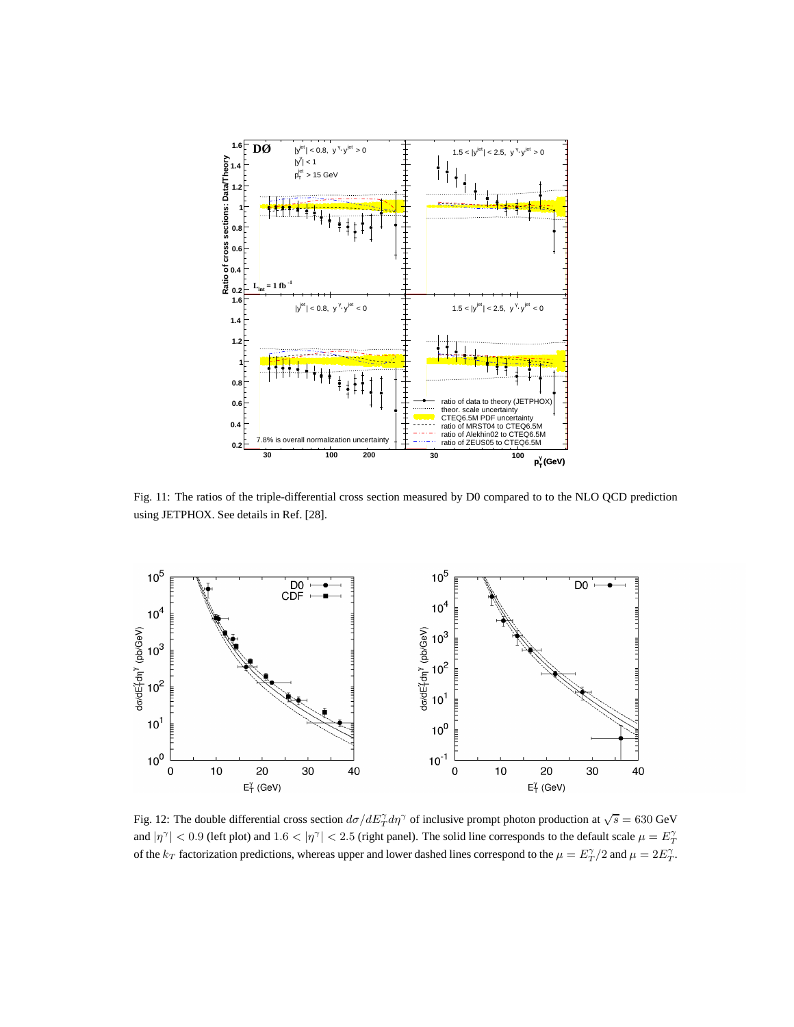Fig. 11: The ratios of the triple-differential cross section measured by D0 compared to to the NLO QCD prediction using JETPHOX. See details in Ref. [28].

Fig. 12: The double differential cross section $d\sigma/dE_T^\gamma d\eta^\gamma$ of inclusive prompt photon production at $\sqrt{s} = 630$ GeV and $|\eta^\gamma| < 0.9$ (left plot) and $1.6 < |\eta^\gamma| < 2.5$ (right panel). The solid line corresponds to the default scale $\mu = E_T^\gamma$ of the $k_T$ factorization predictions, whereas upper and lower dashed lines correspond to the $\mu = E_T^\gamma/2$ and $\mu = 2E_T^\gamma$.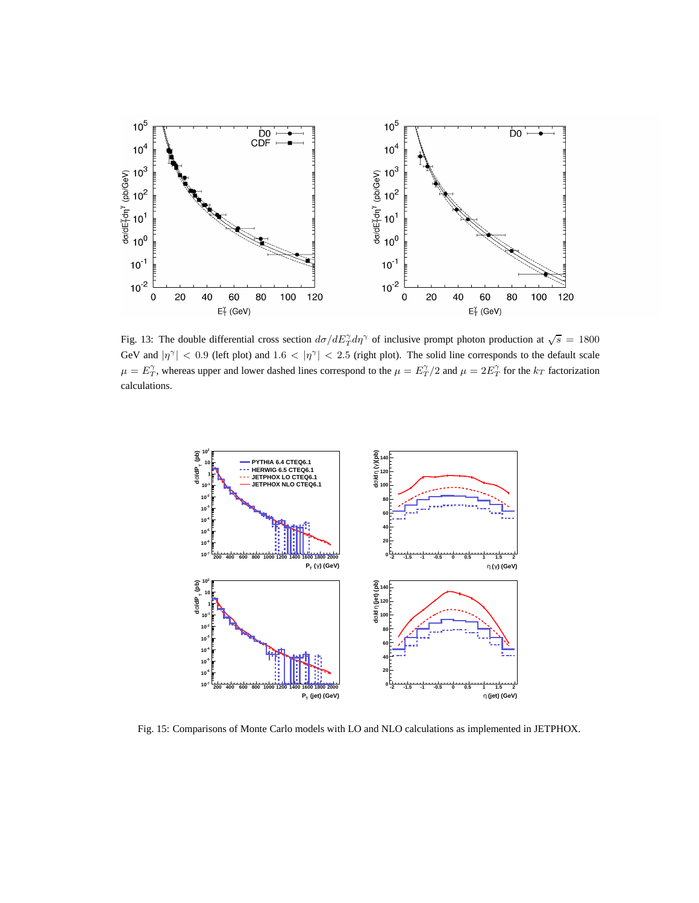Fig. 13: The double differential cross section $d\sigma/dE_T^\gamma d\eta^\gamma$ of inclusive prompt photon production at $\sqrt{s} = 1800$ GeV and $|\eta^\gamma| < 0.9$ (left plot) and $1.6 < |\eta^\gamma| < 2.5$ (right plot). The solid line corresponds to the default scale $\mu = E_T^\gamma$, whereas upper and lower dashed lines correspond to the $\mu = E_T^\gamma/2$ and $\mu = 2E_T^\gamma$ for the $k_T$ factorization calculations.

Fig. 15: Comparisons of Monte Carlo models with LO and NLO calculations as implemented in JETPHOX.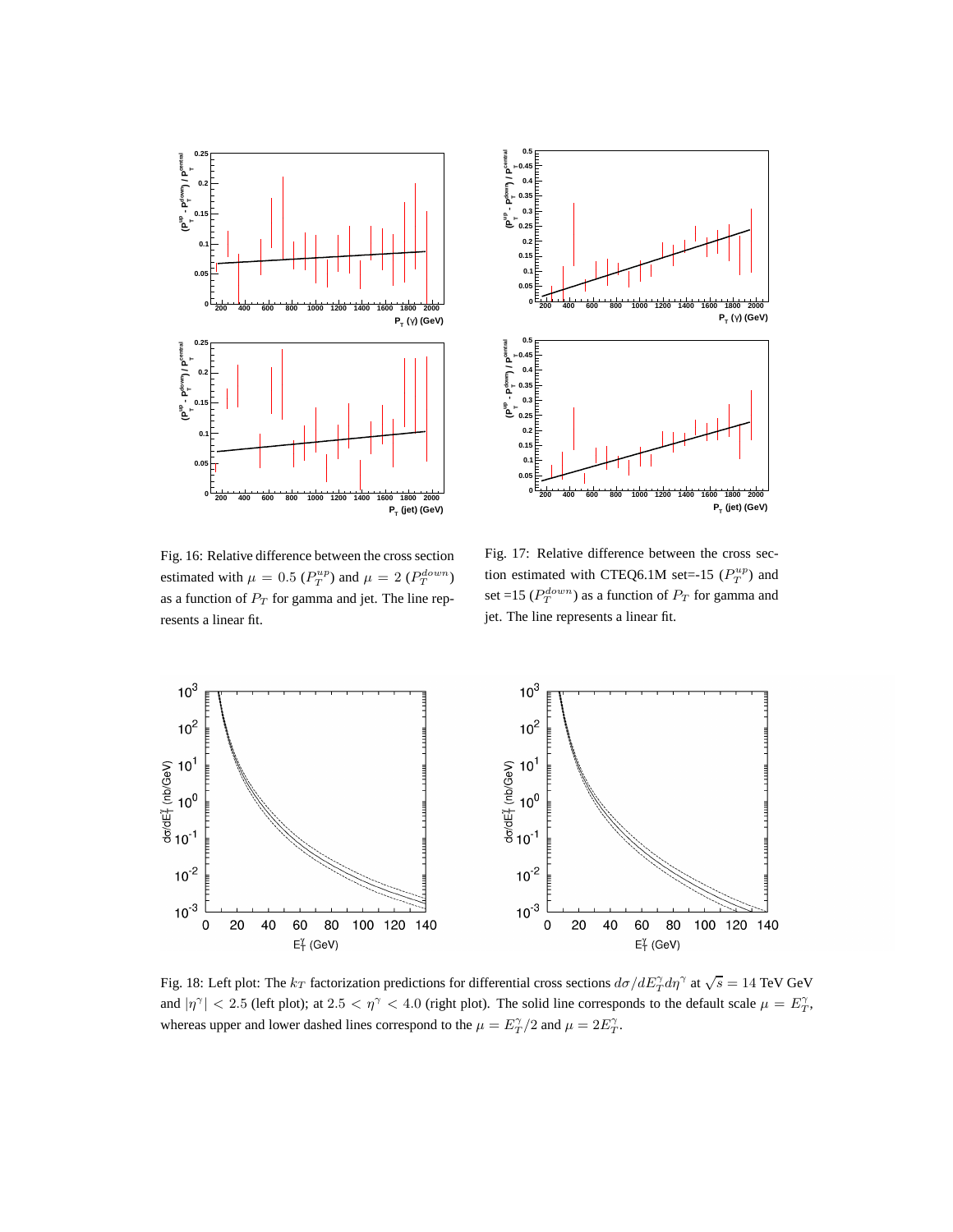$(P_T^{up} - P_T^{down}) / P_T^{central}$

$P_T$ ($\gamma$) (GeV)

$(P_T^{up} - P_T^{down}) / P_T^{central}$

$P_T$ (jet) (GeV)

Fig. 16: Relative difference between the cross section estimated with $\mu = 0.5$ ($P_T^{up}$) and $\mu = 2$ ($P_T^{down}$) as a function of $P_T$ for gamma and jet. The line represents a linear fit.

$(P_T^{up} - P_T^{down}) / P_T^{central}$

$P_T$ ($\gamma$) (GeV)

$(P_T^{up} - P_T^{down}) / P_T^{central}$

$P_T$ (jet) (GeV)

Fig. 17: Relative difference between the cross section estimated with CTEQ6.1M set=-15 ($P_T^{up}$) and set =15 ($P_T^{down}$) as a function of $P_T$ for gamma and jet. The line represents a linear fit.

$d\sigma/dE_T^\gamma$ (nb/GeV)

$E_T^\gamma$ (GeV)

$d\sigma/dE_T^\gamma$ (nb/GeV)

$E_T^\gamma$ (GeV)

Fig. 18: Left plot: The $k_T$ factorization predictions for differential cross sections $d\sigma/dE_T^\gamma d\eta^\gamma$ at $\sqrt{s} = 14$ TeV GeV and $|\eta^\gamma| < 2.5$ (left plot); at $2.5 < \eta^\gamma < 4.0$ (right plot). The solid line corresponds to the default scale $\mu = E_T^\gamma$, whereas upper and lower dashed lines correspond to the $\mu = E_T^\gamma/2$ and $\mu = 2E_T^\gamma$.